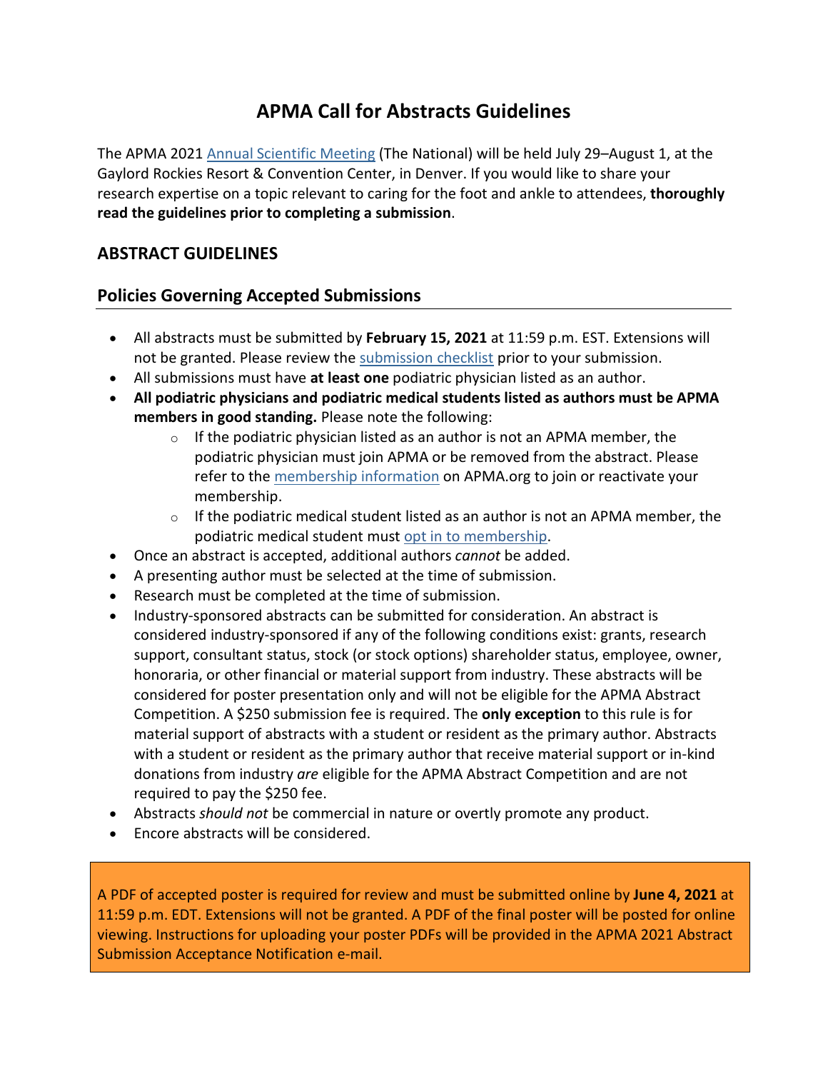# APMA Call for Abstracts Guidelines

The APMA 2021 Annual Scientific Meeting (The National) will be held July 29–August 1, at the Gaylord Rockies Resort & Convention Center, in Denver. If you would like to share your research expertise on a topic relevant to caring for the foot and ankle to attendees, **thoroughly read the guidelines prior to completing a submission**.

## ABSTRACT GUIDELINES

### Policies Governing Accepted Submissions

- All abstracts must be submitted by **February 15, 2021** at 11:59 p.m. EST. Extensions will not be granted. Please review the submission checklist prior to your submission.
- All submissions must have **at least one** podiatric physician listed as an author.
- **All podiatric physicians and podiatric medical students listed as authors must be APMA members in good standing.** Please note the following:
  - If the podiatric physician listed as an author is not an APMA member, the podiatric physician must join APMA or be removed from the abstract. Please refer to the membership information on APMA.org to join or reactivate your membership.
  - If the podiatric medical student listed as an author is not an APMA member, the podiatric medical student must opt in to membership.
- Once an abstract is accepted, additional authors *cannot* be added.
- A presenting author must be selected at the time of submission.
- Research must be completed at the time of submission.
- Industry-sponsored abstracts can be submitted for consideration. An abstract is considered industry-sponsored if any of the following conditions exist: grants, research support, consultant status, stock (or stock options) shareholder status, employee, owner, honoraria, or other financial or material support from industry. These abstracts will be considered for poster presentation only and will not be eligible for the APMA Abstract Competition. A $250 submission fee is required. The **only exception** to this rule is for material support of abstracts with a student or resident as the primary author. Abstracts with a student or resident as the primary author that receive material support or in-kind donations from industry *are* eligible for the APMA Abstract Competition and are not required to pay the $250 fee.
- Abstracts *should not* be commercial in nature or overtly promote any product.
- Encore abstracts will be considered.

A PDF of accepted poster is required for review and must be submitted online by **June 4, 2021** at 11:59 p.m. EDT. Extensions will not be granted. A PDF of the final poster will be posted for online viewing. Instructions for uploading your poster PDFs will be provided in the APMA 2021 Abstract Submission Acceptance Notification e-mail.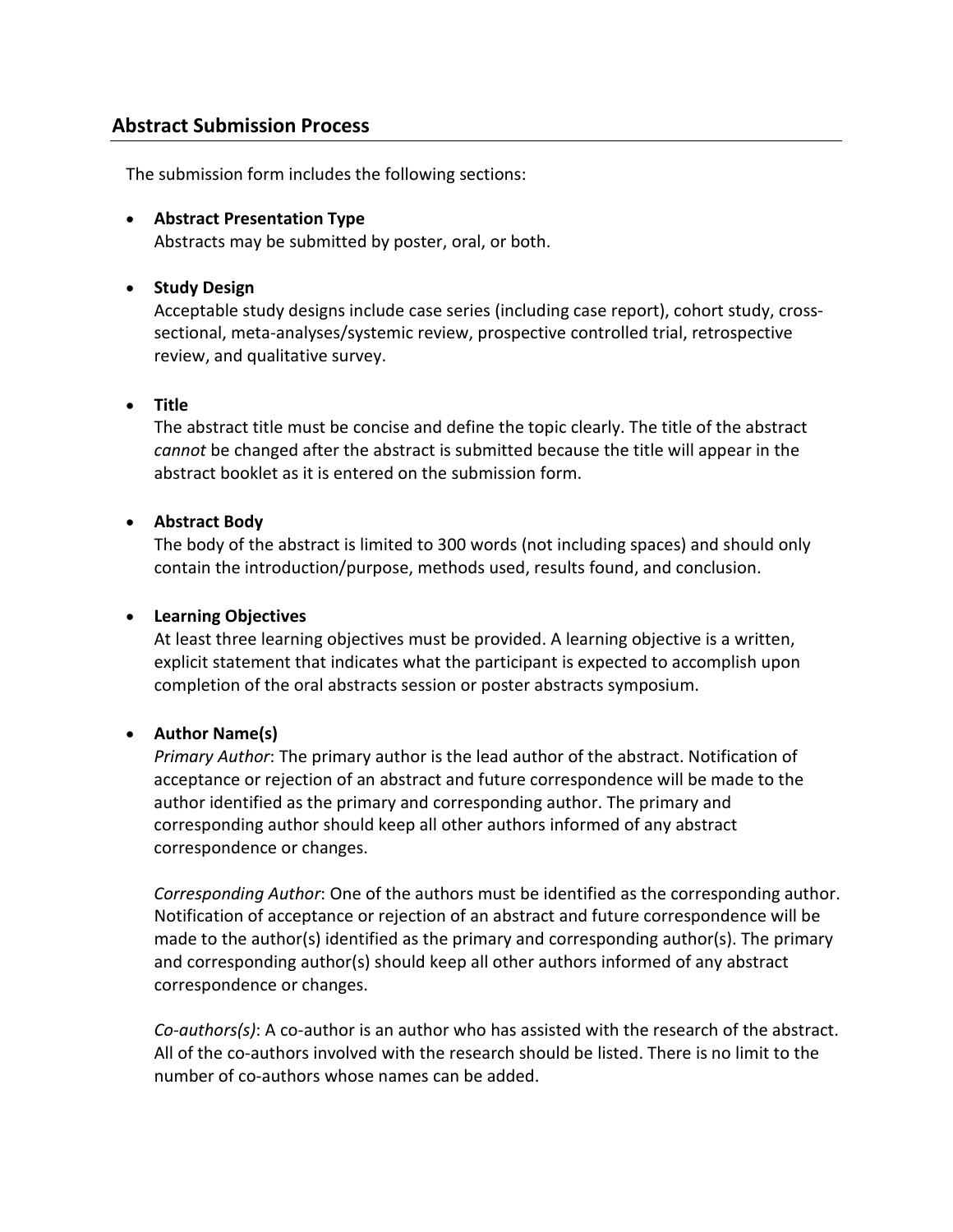## Abstract Submission Process

The submission form includes the following sections:

- **Abstract Presentation Type**
  Abstracts may be submitted by poster, oral, or both.

- **Study Design**
  Acceptable study designs include case series (including case report), cohort study, cross-sectional, meta-analyses/systemic review, prospective controlled trial, retrospective review, and qualitative survey.

- **Title**
  The abstract title must be concise and define the topic clearly. The title of the abstract *cannot* be changed after the abstract is submitted because the title will appear in the abstract booklet as it is entered on the submission form.

- **Abstract Body**
  The body of the abstract is limited to 300 words (not including spaces) and should only contain the introduction/purpose, methods used, results found, and conclusion.

- **Learning Objectives**
  At least three learning objectives must be provided. A learning objective is a written, explicit statement that indicates what the participant is expected to accomplish upon completion of the oral abstracts session or poster abstracts symposium.

- **Author Name(s)**
  *Primary Author*: The primary author is the lead author of the abstract. Notification of acceptance or rejection of an abstract and future correspondence will be made to the author identified as the primary and corresponding author. The primary and corresponding author should keep all other authors informed of any abstract correspondence or changes.

  *Corresponding Author*: One of the authors must be identified as the corresponding author. Notification of acceptance or rejection of an abstract and future correspondence will be made to the author(s) identified as the primary and corresponding author(s). The primary and corresponding author(s) should keep all other authors informed of any abstract correspondence or changes.

  *Co-authors(s)*: A co-author is an author who has assisted with the research of the abstract. All of the co-authors involved with the research should be listed. There is no limit to the number of co-authors whose names can be added.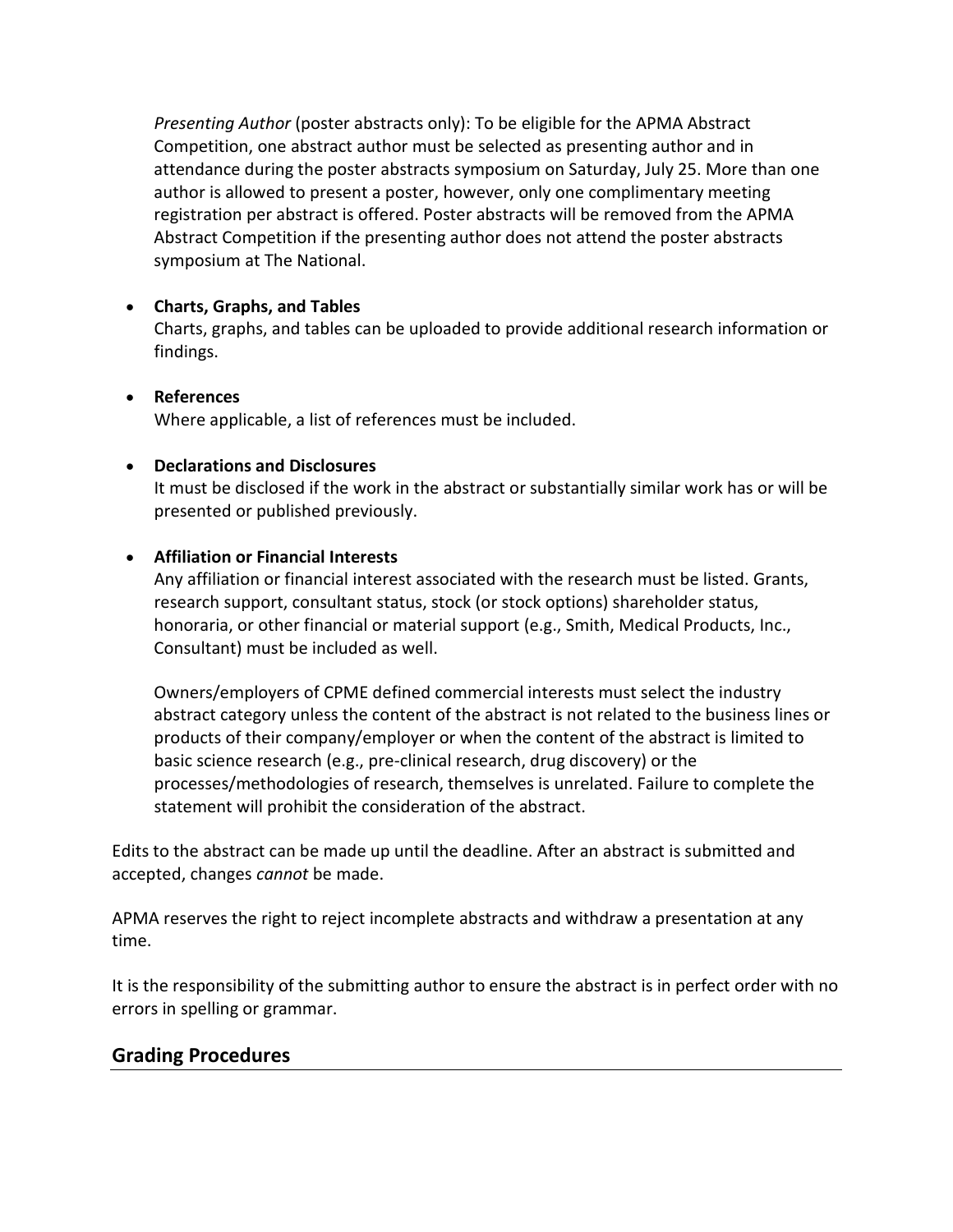*Presenting Author* (poster abstracts only): To be eligible for the APMA Abstract Competition, one abstract author must be selected as presenting author and in attendance during the poster abstracts symposium on Saturday, July 25. More than one author is allowed to present a poster, however, only one complimentary meeting registration per abstract is offered. Poster abstracts will be removed from the APMA Abstract Competition if the presenting author does not attend the poster abstracts symposium at The National.

- **Charts, Graphs, and Tables**
  Charts, graphs, and tables can be uploaded to provide additional research information or findings.

- **References**
  Where applicable, a list of references must be included.

- **Declarations and Disclosures**
  It must be disclosed if the work in the abstract or substantially similar work has or will be presented or published previously.

- **Affiliation or Financial Interests**
  Any affiliation or financial interest associated with the research must be listed. Grants, research support, consultant status, stock (or stock options) shareholder status, honoraria, or other financial or material support (e.g., Smith, Medical Products, Inc., Consultant) must be included as well.

  Owners/employers of CPME defined commercial interests must select the industry abstract category unless the content of the abstract is not related to the business lines or products of their company/employer or when the content of the abstract is limited to basic science research (e.g., pre-clinical research, drug discovery) or the processes/methodologies of research, themselves is unrelated. Failure to complete the statement will prohibit the consideration of the abstract.

Edits to the abstract can be made up until the deadline. After an abstract is submitted and accepted, changes *cannot* be made.

APMA reserves the right to reject incomplete abstracts and withdraw a presentation at any time.

It is the responsibility of the submitting author to ensure the abstract is in perfect order with no errors in spelling or grammar.

## Grading Procedures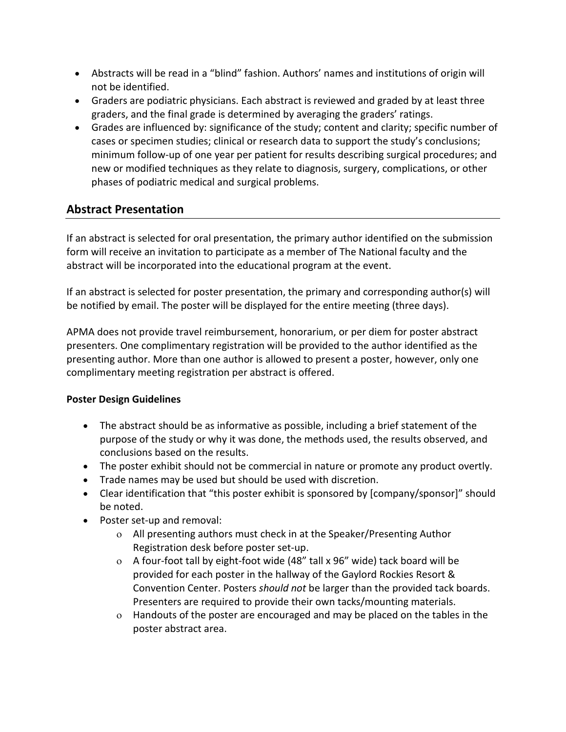- Abstracts will be read in a “blind” fashion. Authors’ names and institutions of origin will not be identified.
- Graders are podiatric physicians. Each abstract is reviewed and graded by at least three graders, and the final grade is determined by averaging the graders’ ratings.
- Grades are influenced by: significance of the study; content and clarity; specific number of cases or specimen studies; clinical or research data to support the study’s conclusions; minimum follow-up of one year per patient for results describing surgical procedures; and new or modified techniques as they relate to diagnosis, surgery, complications, or other phases of podiatric medical and surgical problems.

## Abstract Presentation

If an abstract is selected for oral presentation, the primary author identified on the submission form will receive an invitation to participate as a member of The National faculty and the abstract will be incorporated into the educational program at the event.

If an abstract is selected for poster presentation, the primary and corresponding author(s) will be notified by email. The poster will be displayed for the entire meeting (three days).

APMA does not provide travel reimbursement, honorarium, or per diem for poster abstract presenters. One complimentary registration will be provided to the author identified as the presenting author. More than one author is allowed to present a poster, however, only one complimentary meeting registration per abstract is offered.

**Poster Design Guidelines**

- The abstract should be as informative as possible, including a brief statement of the purpose of the study or why it was done, the methods used, the results observed, and conclusions based on the results.
- The poster exhibit should not be commercial in nature or promote any product overtly.
- Trade names may be used but should be used with discretion.
- Clear identification that “this poster exhibit is sponsored by [company/sponsor]” should be noted.
- Poster set-up and removal:
    - All presenting authors must check in at the Speaker/Presenting Author Registration desk before poster set-up.
    - A four-foot tall by eight-foot wide (48” tall x 96” wide) tack board will be provided for each poster in the hallway of the Gaylord Rockies Resort & Convention Center. Posters *should not* be larger than the provided tack boards. Presenters are required to provide their own tacks/mounting materials.
    - Handouts of the poster are encouraged and may be placed on the tables in the poster abstract area.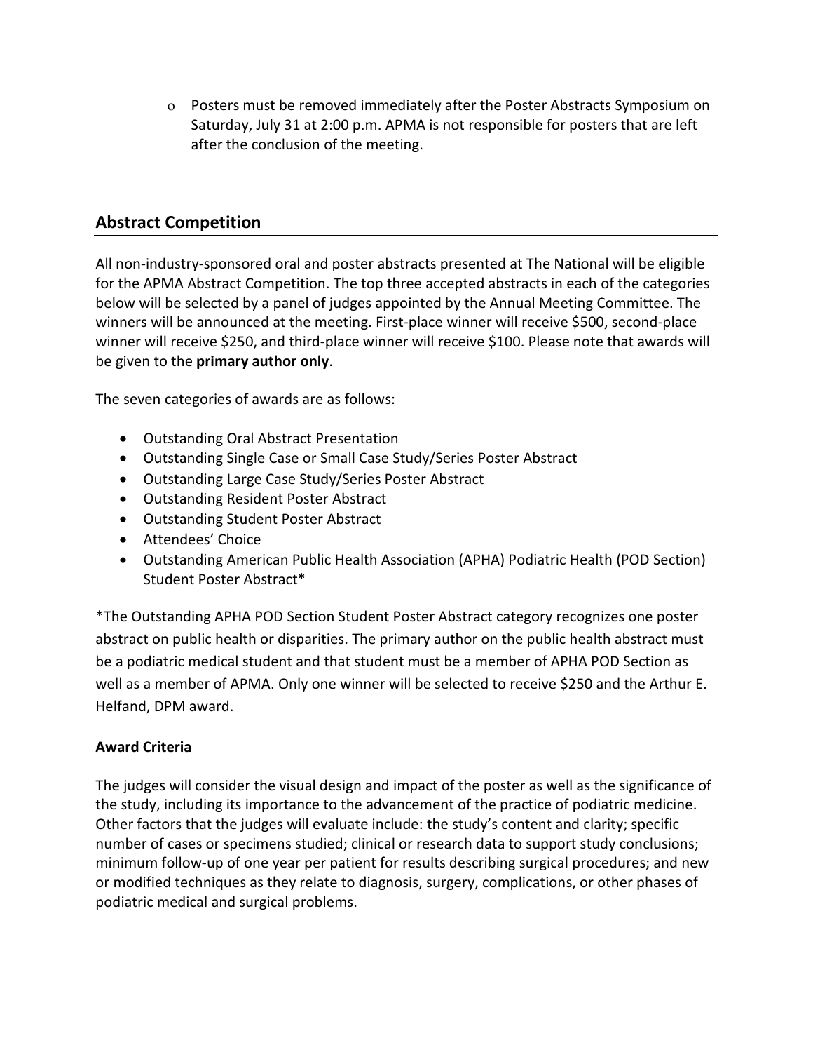- Posters must be removed immediately after the Poster Abstracts Symposium on Saturday, July 31 at 2:00 p.m. APMA is not responsible for posters that are left after the conclusion of the meeting.

## Abstract Competition

All non-industry-sponsored oral and poster abstracts presented at The National will be eligible for the APMA Abstract Competition. The top three accepted abstracts in each of the categories below will be selected by a panel of judges appointed by the Annual Meeting Committee. The winners will be announced at the meeting. First-place winner will receive $500, second-place winner will receive $250, and third-place winner will receive $100. Please note that awards will be given to the **primary author only**.

The seven categories of awards are as follows:

- Outstanding Oral Abstract Presentation
- Outstanding Single Case or Small Case Study/Series Poster Abstract
- Outstanding Large Case Study/Series Poster Abstract
- Outstanding Resident Poster Abstract
- Outstanding Student Poster Abstract
- Attendees' Choice
- Outstanding American Public Health Association (APHA) Podiatric Health (POD Section) Student Poster Abstract*

*The Outstanding APHA POD Section Student Poster Abstract category recognizes one poster abstract on public health or disparities. The primary author on the public health abstract must be a podiatric medical student and that student must be a member of APHA POD Section as well as a member of APMA. Only one winner will be selected to receive $250 and the Arthur E. Helfand, DPM award.

**Award Criteria**

The judges will consider the visual design and impact of the poster as well as the significance of the study, including its importance to the advancement of the practice of podiatric medicine. Other factors that the judges will evaluate include: the study's content and clarity; specific number of cases or specimens studied; clinical or research data to support study conclusions; minimum follow-up of one year per patient for results describing surgical procedures; and new or modified techniques as they relate to diagnosis, surgery, complications, or other phases of podiatric medical and surgical problems.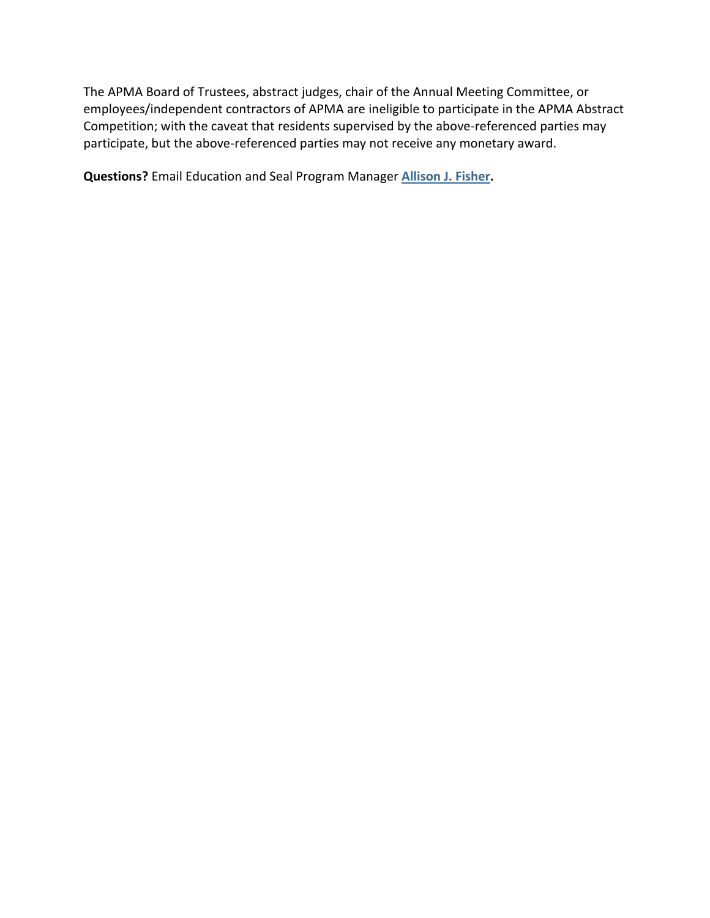The APMA Board of Trustees, abstract judges, chair of the Annual Meeting Committee, or employees/independent contractors of APMA are ineligible to participate in the APMA Abstract Competition; with the caveat that residents supervised by the above-referenced parties may participate, but the above-referenced parties may not receive any monetary award.

**Questions?** Email Education and Seal Program Manager **Allison J. Fisher.**